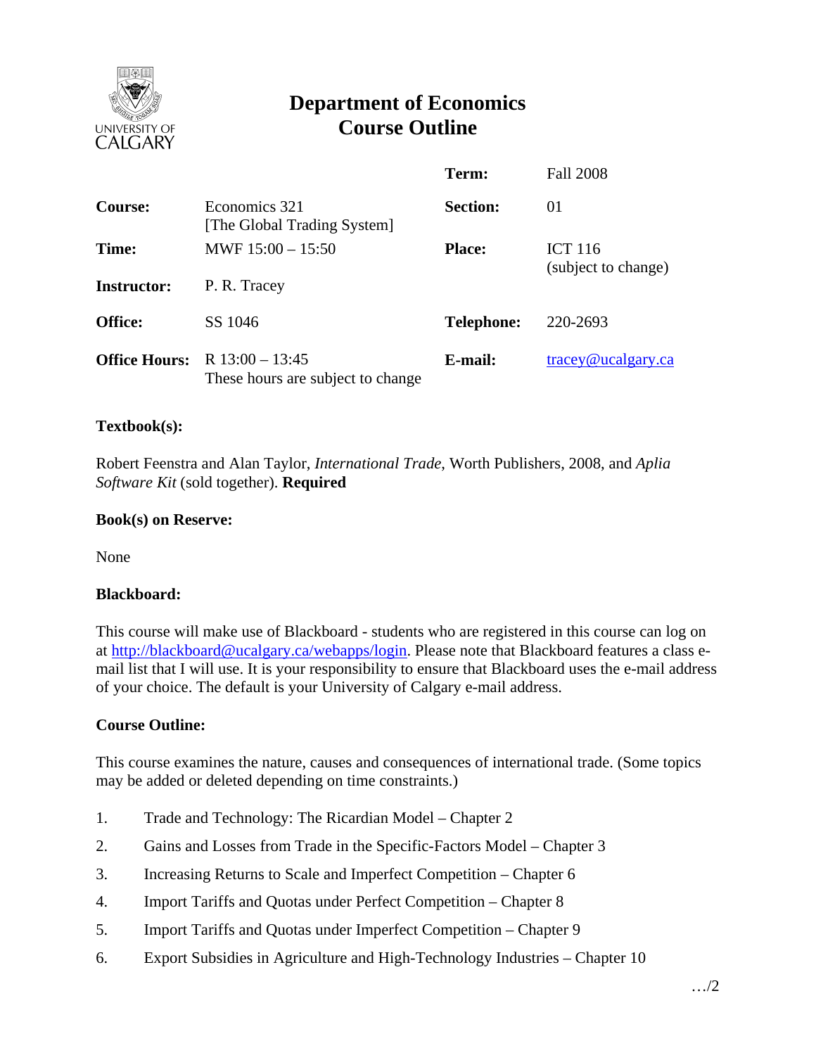# Department of Economics
# Course Outline

| | | | |
|---|---|---|---|
| | | **Term:** | Fall 2008 |
| **Course:** | Economics 321 [The Global Trading System] | **Section:** | 01 |
| **Time:** | MWF 15:00 – 15:50 | **Place:** | ICT 116 (subject to change) |
| **Instructor:** | P. R. Tracey | | |
| **Office:** | SS 1046 | **Telephone:** | 220-2693 |
| **Office Hours:** | R 13:00 – 13:45 These hours are subject to change | **E-mail:** | tracey@ucalgary.ca |

**Textbook(s):**

Robert Feenstra and Alan Taylor, *International Trade,* Worth Publishers, 2008, and *Aplia Software Kit* (sold together). **Required**

**Book(s) on Reserve:**

None

**Blackboard:**

This course will make use of Blackboard - students who are registered in this course can log on at http://blackboard@ucalgary.ca/webapps/login. Please note that Blackboard features a class e-mail list that I will use. It is your responsibility to ensure that Blackboard uses the e-mail address of your choice. The default is your University of Calgary e-mail address.

**Course Outline:**

This course examines the nature, causes and consequences of international trade. (Some topics may be added or deleted depending on time constraints.)

1. Trade and Technology: The Ricardian Model – Chapter 2
2. Gains and Losses from Trade in the Specific-Factors Model – Chapter 3
3. Increasing Returns to Scale and Imperfect Competition – Chapter 6
4. Import Tariffs and Quotas under Perfect Competition – Chapter 8
5. Import Tariffs and Quotas under Imperfect Competition – Chapter 9
6. Export Subsidies in Agriculture and High-Technology Industries – Chapter 10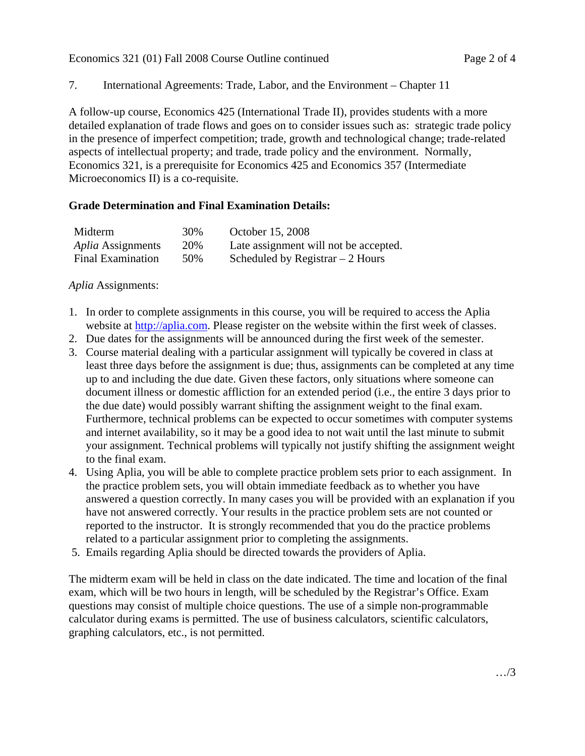7. International Agreements: Trade, Labor, and the Environment – Chapter 11

A follow-up course, Economics 425 (International Trade II), provides students with a more detailed explanation of trade flows and goes on to consider issues such as: strategic trade policy in the presence of imperfect competition; trade, growth and technological change; trade-related aspects of intellectual property; and trade, trade policy and the environment. Normally, Economics 321, is a prerequisite for Economics 425 and Economics 357 (Intermediate Microeconomics II) is a co-requisite.

**Grade Determination and Final Examination Details:**

| | | |
|---|---|---|
| Midterm | 30% | October 15, 2008 |
| *Aplia* Assignments | 20% | Late assignment will not be accepted. |
| Final Examination | 50% | Scheduled by Registrar – 2 Hours |

*Aplia* Assignments:

1. In order to complete assignments in this course, you will be required to access the Aplia website at http://aplia.com. Please register on the website within the first week of classes.
2. Due dates for the assignments will be announced during the first week of the semester.
3. Course material dealing with a particular assignment will typically be covered in class at least three days before the assignment is due; thus, assignments can be completed at any time up to and including the due date. Given these factors, only situations where someone can document illness or domestic affliction for an extended period (i.e., the entire 3 days prior to the due date) would possibly warrant shifting the assignment weight to the final exam. Furthermore, technical problems can be expected to occur sometimes with computer systems and internet availability, so it may be a good idea to not wait until the last minute to submit your assignment. Technical problems will typically not justify shifting the assignment weight to the final exam.
4. Using Aplia, you will be able to complete practice problem sets prior to each assignment. In the practice problem sets, you will obtain immediate feedback as to whether you have answered a question correctly. In many cases you will be provided with an explanation if you have not answered correctly. Your results in the practice problem sets are not counted or reported to the instructor. It is strongly recommended that you do the practice problems related to a particular assignment prior to completing the assignments.
5. Emails regarding Aplia should be directed towards the providers of Aplia.

The midterm exam will be held in class on the date indicated. The time and location of the final exam, which will be two hours in length, will be scheduled by the Registrar's Office. Exam questions may consist of multiple choice questions. The use of a simple non-programmable calculator during exams is permitted. The use of business calculators, scientific calculators, graphing calculators, etc., is not permitted.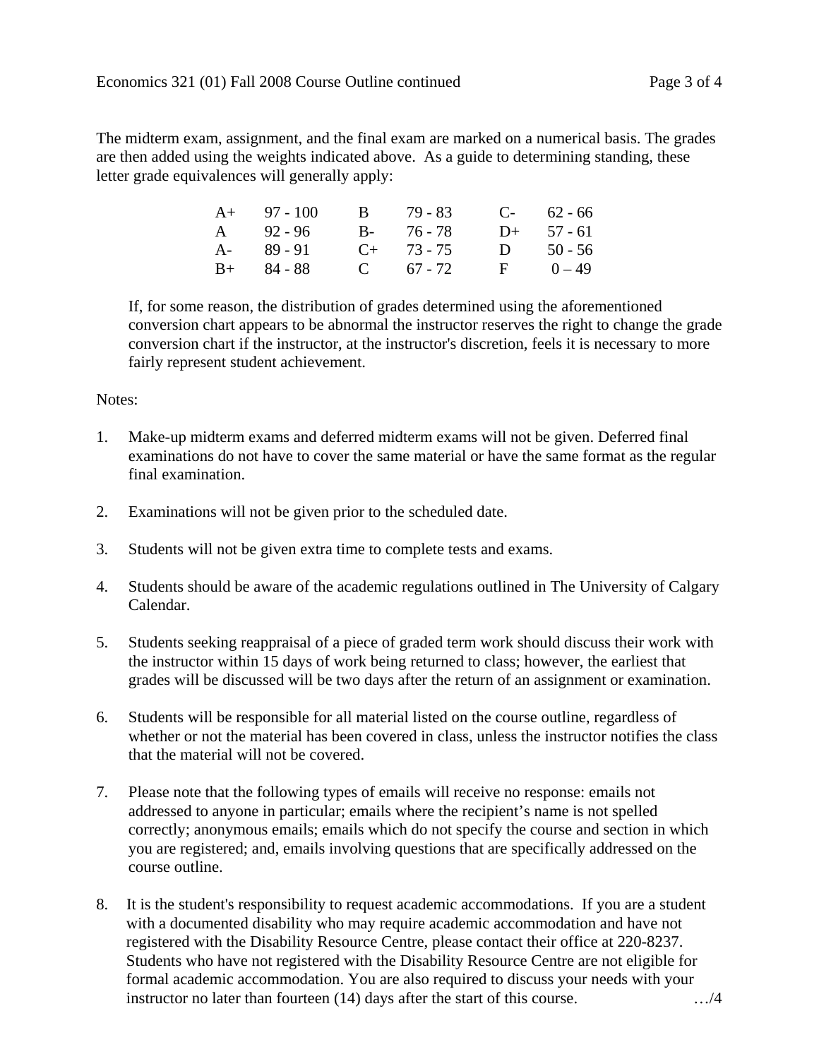The midterm exam, assignment, and the final exam are marked on a numerical basis. The grades are then added using the weights indicated above. As a guide to determining standing, these letter grade equivalences will generally apply:

| | | | | | |
|---|---|---|---|---|---|
| A+ | 97 - 100 | B | 79 - 83 | C- | 62 - 66 |
| A | 92 - 96 | B- | 76 - 78 | D+ | 57 - 61 |
| A- | 89 - 91 | C+ | 73 - 75 | D | 50 - 56 |
| B+ | 84 - 88 | C | 67 - 72 | F | 0 – 49 |

If, for some reason, the distribution of grades determined using the aforementioned conversion chart appears to be abnormal the instructor reserves the right to change the grade conversion chart if the instructor, at the instructor's discretion, feels it is necessary to more fairly represent student achievement.

Notes:

1. Make-up midterm exams and deferred midterm exams will not be given. Deferred final examinations do not have to cover the same material or have the same format as the regular final examination.

2. Examinations will not be given prior to the scheduled date.

3. Students will not be given extra time to complete tests and exams.

4. Students should be aware of the academic regulations outlined in The University of Calgary Calendar.

5. Students seeking reappraisal of a piece of graded term work should discuss their work with the instructor within 15 days of work being returned to class; however, the earliest that grades will be discussed will be two days after the return of an assignment or examination.

6. Students will be responsible for all material listed on the course outline, regardless of whether or not the material has been covered in class, unless the instructor notifies the class that the material will not be covered.

7. Please note that the following types of emails will receive no response: emails not addressed to anyone in particular; emails where the recipient's name is not spelled correctly; anonymous emails; emails which do not specify the course and section in which you are registered; and, emails involving questions that are specifically addressed on the course outline.

8. It is the student's responsibility to request academic accommodations. If you are a student with a documented disability who may require academic accommodation and have not registered with the Disability Resource Centre, please contact their office at 220-8237. Students who have not registered with the Disability Resource Centre are not eligible for formal academic accommodation. You are also required to discuss your needs with your instructor no later than fourteen (14) days after the start of this course.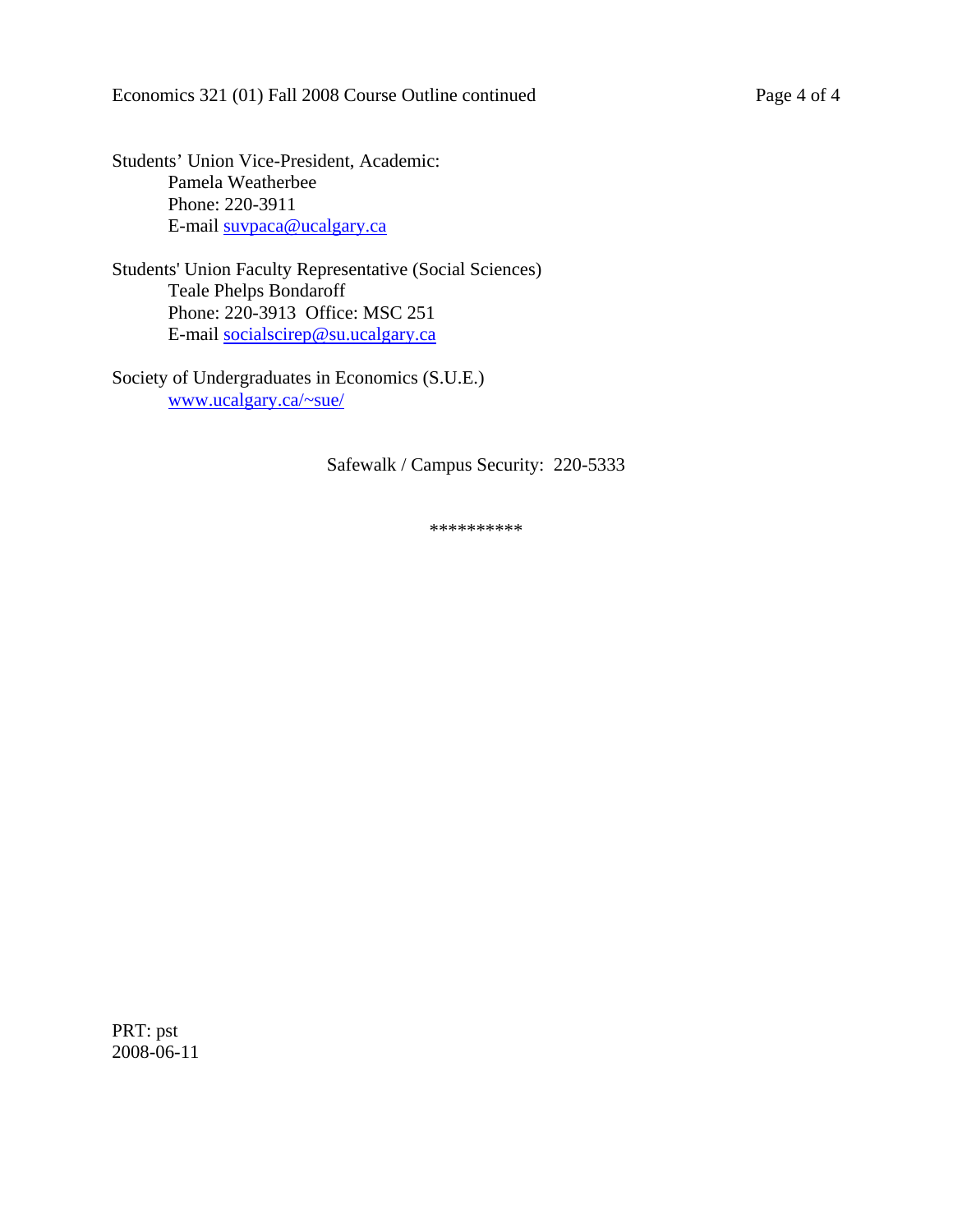Students' Union Vice-President, Academic:
Pamela Weatherbee
Phone: 220-3911
E-mail suvpaca@ucalgary.ca

Students' Union Faculty Representative (Social Sciences)
Teale Phelps Bondaroff
Phone: 220-3913 Office: MSC 251
E-mail socialscirep@su.ucalgary.ca

Society of Undergraduates in Economics (S.U.E.)
www.ucalgary.ca/~sue/

Safewalk / Campus Security: 220-5333

**********

PRT: pst
2008-06-11